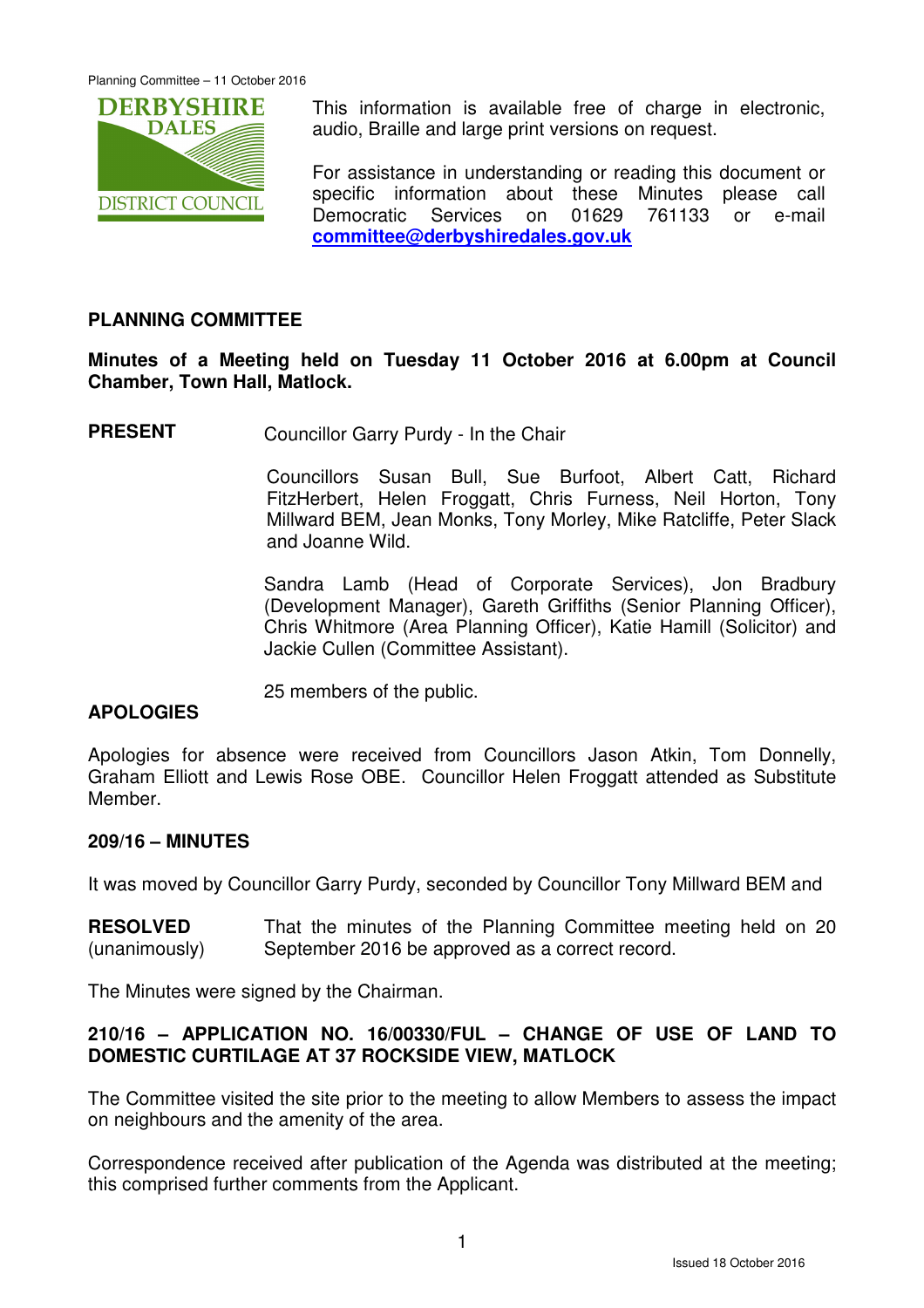This information is available free of charge in electronic, audio, Braille and large print versions on request.

For assistance in understanding or reading this document or specific information about these Minutes please call Democratic Services on 01629 761133 or e-mail **committee@derbyshiredales.gov.uk**

## PLANNING COMMITTEE

**Minutes of a Meeting held on Tuesday 11 October 2016 at 6.00pm at Council Chamber, Town Hall, Matlock.**

**PRESENT** Councillor Garry Purdy - In the Chair

Councillors Susan Bull, Sue Burfoot, Albert Catt, Richard FitzHerbert, Helen Froggatt, Chris Furness, Neil Horton, Tony Millward BEM, Jean Monks, Tony Morley, Mike Ratcliffe, Peter Slack and Joanne Wild.

Sandra Lamb (Head of Corporate Services), Jon Bradbury (Development Manager), Gareth Griffiths (Senior Planning Officer), Chris Whitmore (Area Planning Officer), Katie Hamill (Solicitor) and Jackie Cullen (Committee Assistant).

25 members of the public.

### APOLOGIES

Apologies for absence were received from Councillors Jason Atkin, Tom Donnelly, Graham Elliott and Lewis Rose OBE. Councillor Helen Froggatt attended as Substitute Member.

### 209/16 – MINUTES

It was moved by Councillor Garry Purdy, seconded by Councillor Tony Millward BEM and

**RESOLVED** (unanimously) That the minutes of the Planning Committee meeting held on 20 September 2016 be approved as a correct record.

The Minutes were signed by the Chairman.

### 210/16 – APPLICATION NO. 16/00330/FUL – CHANGE OF USE OF LAND TO DOMESTIC CURTILAGE AT 37 ROCKSIDE VIEW, MATLOCK

The Committee visited the site prior to the meeting to allow Members to assess the impact on neighbours and the amenity of the area.

Correspondence received after publication of the Agenda was distributed at the meeting; this comprised further comments from the Applicant.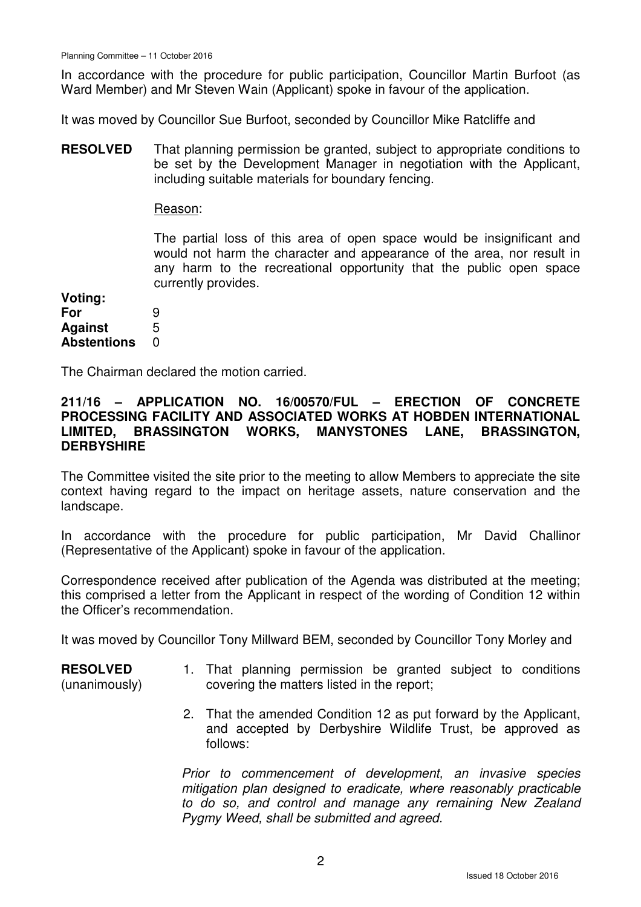In accordance with the procedure for public participation, Councillor Martin Burfoot (as Ward Member) and Mr Steven Wain (Applicant) spoke in favour of the application.

It was moved by Councillor Sue Burfoot, seconded by Councillor Mike Ratcliffe and

**RESOLVED** That planning permission be granted, subject to appropriate conditions to be set by the Development Manager in negotiation with the Applicant, including suitable materials for boundary fencing.

Reason:

The partial loss of this area of open space would be insignificant and would not harm the character and appearance of the area, nor result in any harm to the recreational opportunity that the public open space currently provides.

**Voting:**

| | |
|---|---|
| **For** | 9 |
| **Against** | 5 |
| **Abstentions** | 0 |

The Chairman declared the motion carried.

**211/16 – APPLICATION NO. 16/00570/FUL – ERECTION OF CONCRETE PROCESSING FACILITY AND ASSOCIATED WORKS AT HOBDEN INTERNATIONAL LIMITED, BRASSINGTON WORKS, MANYSTONES LANE, BRASSINGTON, DERBYSHIRE**

The Committee visited the site prior to the meeting to allow Members to appreciate the site context having regard to the impact on heritage assets, nature conservation and the landscape.

In accordance with the procedure for public participation, Mr David Challinor (Representative of the Applicant) spoke in favour of the application.

Correspondence received after publication of the Agenda was distributed at the meeting; this comprised a letter from the Applicant in respect of the wording of Condition 12 within the Officer's recommendation.

It was moved by Councillor Tony Millward BEM, seconded by Councillor Tony Morley and

**RESOLVED** (unanimously)

1. That planning permission be granted subject to conditions covering the matters listed in the report;
2. That the amended Condition 12 as put forward by the Applicant, and accepted by Derbyshire Wildlife Trust, be approved as follows:

*Prior to commencement of development, an invasive species mitigation plan designed to eradicate, where reasonably practicable to do so, and control and manage any remaining New Zealand Pygmy Weed, shall be submitted and agreed.*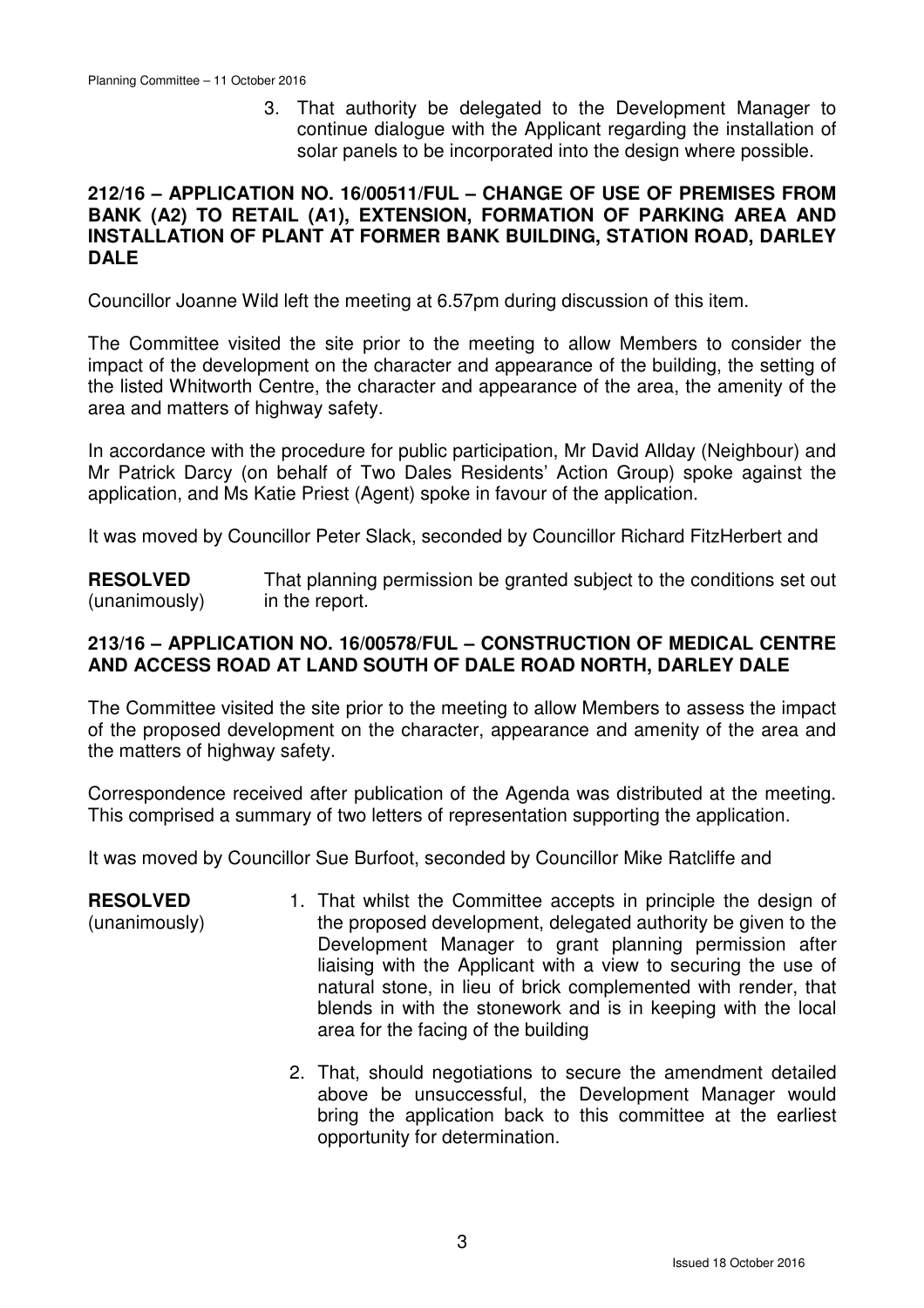3. That authority be delegated to the Development Manager to continue dialogue with the Applicant regarding the installation of solar panels to be incorporated into the design where possible.

**212/16 – APPLICATION NO. 16/00511/FUL – CHANGE OF USE OF PREMISES FROM BANK (A2) TO RETAIL (A1), EXTENSION, FORMATION OF PARKING AREA AND INSTALLATION OF PLANT AT FORMER BANK BUILDING, STATION ROAD, DARLEY DALE**

Councillor Joanne Wild left the meeting at 6.57pm during discussion of this item.

The Committee visited the site prior to the meeting to allow Members to consider the impact of the development on the character and appearance of the building, the setting of the listed Whitworth Centre, the character and appearance of the area, the amenity of the area and matters of highway safety.

In accordance with the procedure for public participation, Mr David Allday (Neighbour) and Mr Patrick Darcy (on behalf of Two Dales Residents' Action Group) spoke against the application, and Ms Katie Priest (Agent) spoke in favour of the application.

It was moved by Councillor Peter Slack, seconded by Councillor Richard FitzHerbert and

**RESOLVED** (unanimously) That planning permission be granted subject to the conditions set out in the report.

**213/16 – APPLICATION NO. 16/00578/FUL – CONSTRUCTION OF MEDICAL CENTRE AND ACCESS ROAD AT LAND SOUTH OF DALE ROAD NORTH, DARLEY DALE**

The Committee visited the site prior to the meeting to allow Members to assess the impact of the proposed development on the character, appearance and amenity of the area and the matters of highway safety.

Correspondence received after publication of the Agenda was distributed at the meeting. This comprised a summary of two letters of representation supporting the application.

It was moved by Councillor Sue Burfoot, seconded by Councillor Mike Ratcliffe and

**RESOLVED** (unanimously)

1. That whilst the Committee accepts in principle the design of the proposed development, delegated authority be given to the Development Manager to grant planning permission after liaising with the Applicant with a view to securing the use of natural stone, in lieu of brick complemented with render, that blends in with the stonework and is in keeping with the local area for the facing of the building

2. That, should negotiations to secure the amendment detailed above be unsuccessful, the Development Manager would bring the application back to this committee at the earliest opportunity for determination.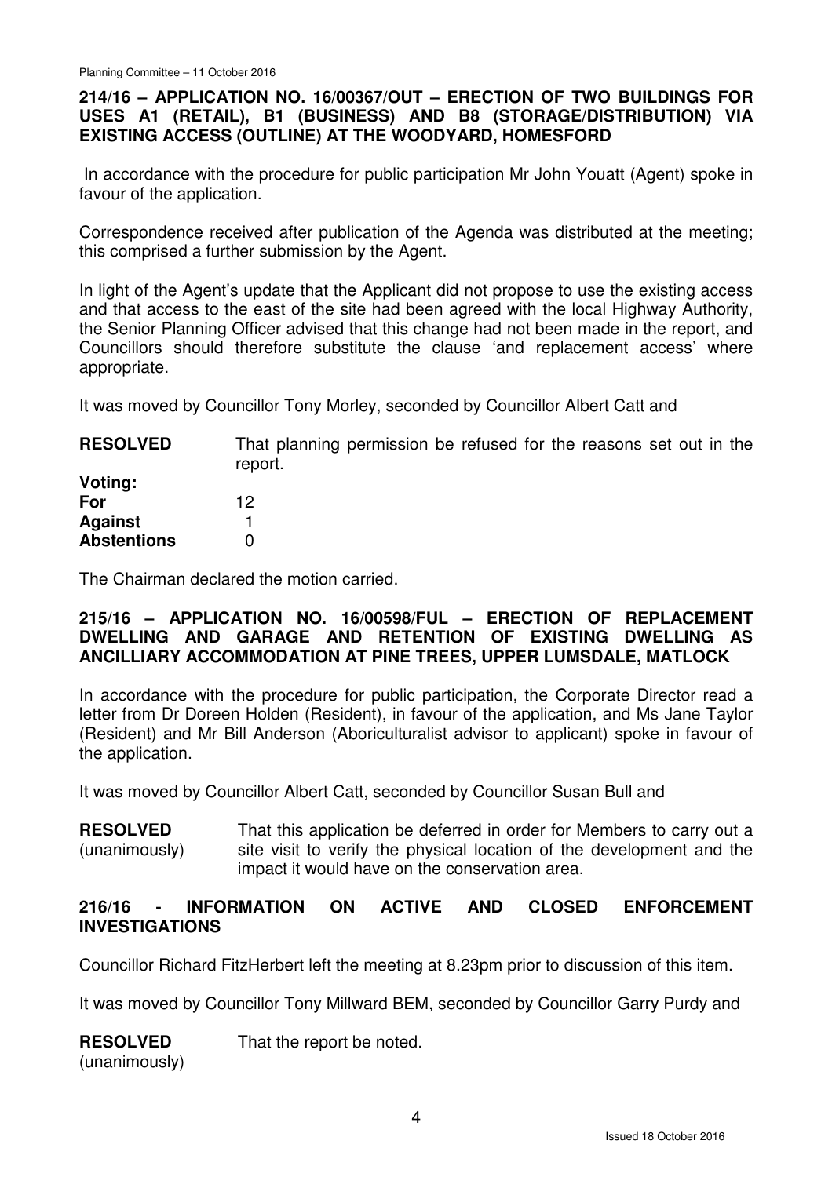## 214/16 – APPLICATION NO. 16/00367/OUT – ERECTION OF TWO BUILDINGS FOR USES A1 (RETAIL), B1 (BUSINESS) AND B8 (STORAGE/DISTRIBUTION) VIA EXISTING ACCESS (OUTLINE) AT THE WOODYARD, HOMESFORD

In accordance with the procedure for public participation Mr John Youatt (Agent) spoke in favour of the application.

Correspondence received after publication of the Agenda was distributed at the meeting; this comprised a further submission by the Agent.

In light of the Agent's update that the Applicant did not propose to use the existing access and that access to the east of the site had been agreed with the local Highway Authority, the Senior Planning Officer advised that this change had not been made in the report, and Councillors should therefore substitute the clause 'and replacement access' where appropriate.

It was moved by Councillor Tony Morley, seconded by Councillor Albert Catt and

**RESOLVED** That planning permission be refused for the reasons set out in the report.

**Voting:**

| | |
|---|---|
| **For** | 12 |
| **Against** | 1 |
| **Abstentions** | 0 |

The Chairman declared the motion carried.

## 215/16 – APPLICATION NO. 16/00598/FUL – ERECTION OF REPLACEMENT DWELLING AND GARAGE AND RETENTION OF EXISTING DWELLING AS ANCILLIARY ACCOMMODATION AT PINE TREES, UPPER LUMSDALE, MATLOCK

In accordance with the procedure for public participation, the Corporate Director read a letter from Dr Doreen Holden (Resident), in favour of the application, and Ms Jane Taylor (Resident) and Mr Bill Anderson (Aboriculturalist advisor to applicant) spoke in favour of the application.

It was moved by Councillor Albert Catt, seconded by Councillor Susan Bull and

**RESOLVED** (unanimously) That this application be deferred in order for Members to carry out a site visit to verify the physical location of the development and the impact it would have on the conservation area.

## 216/16 - INFORMATION ON ACTIVE AND CLOSED ENFORCEMENT INVESTIGATIONS

Councillor Richard FitzHerbert left the meeting at 8.23pm prior to discussion of this item.

It was moved by Councillor Tony Millward BEM, seconded by Councillor Garry Purdy and

**RESOLVED** (unanimously) That the report be noted.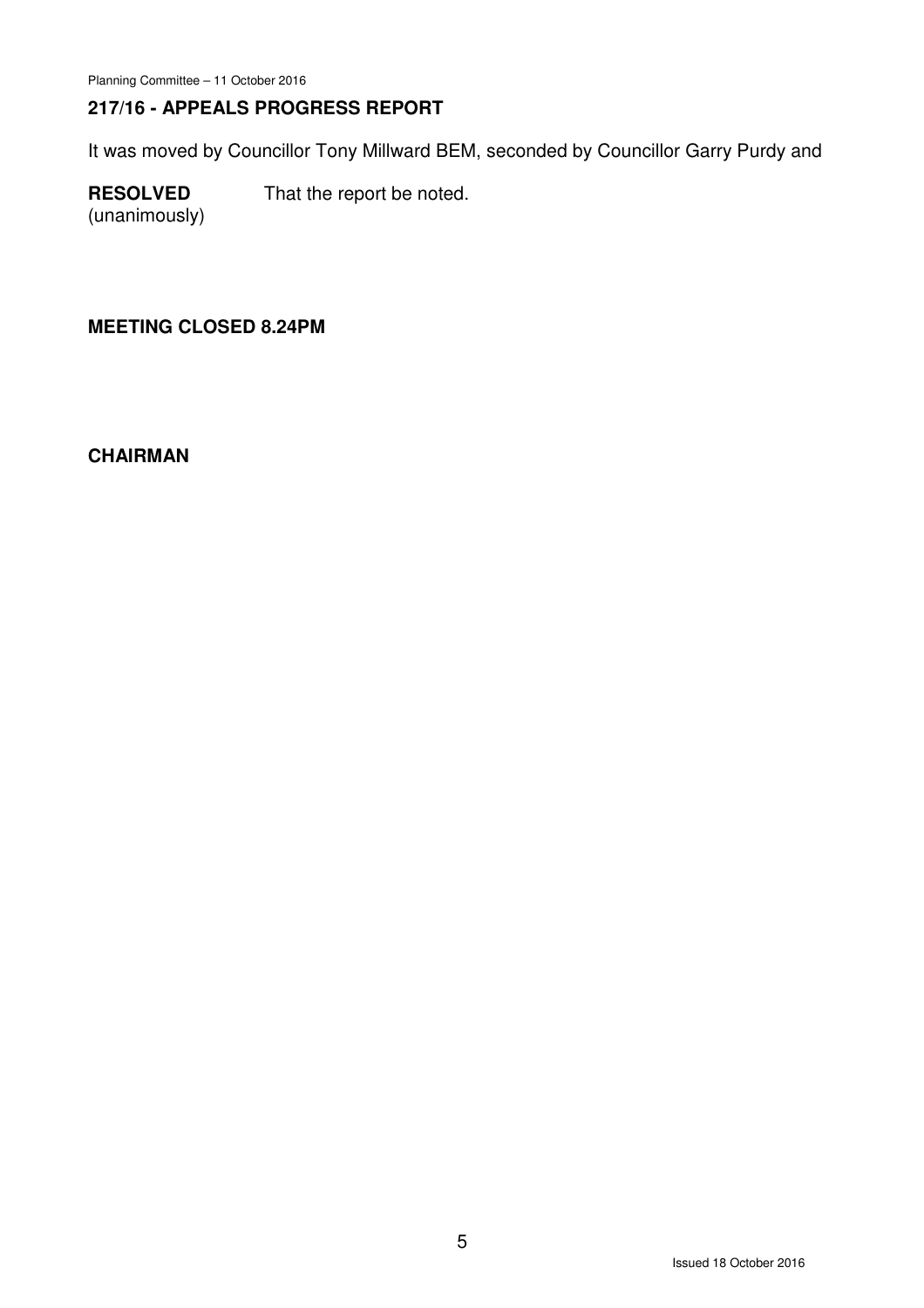## 217/16 - APPEALS PROGRESS REPORT

It was moved by Councillor Tony Millward BEM, seconded by Councillor Garry Purdy and

**RESOLVED** (unanimously) That the report be noted.

**MEETING CLOSED 8.24PM**

**CHAIRMAN**